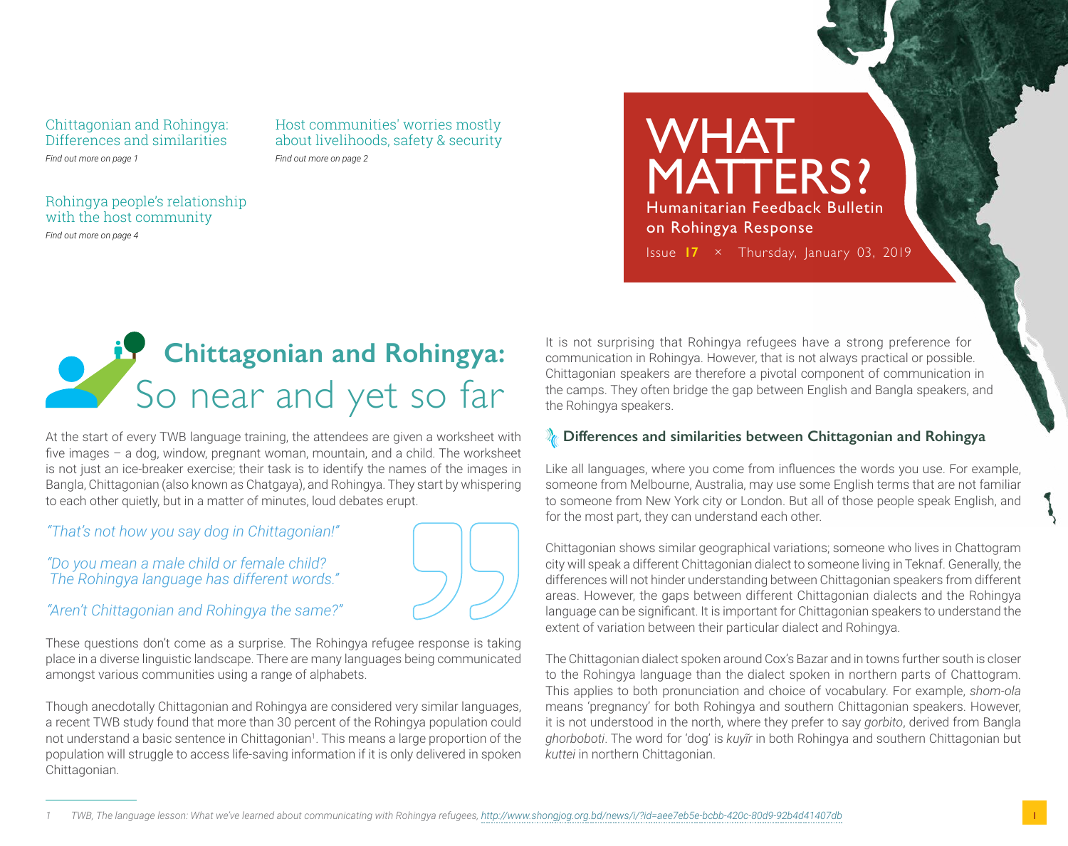Chittagonian and Rohingya: Differences and similarities
*Find out more on page 1*

Host communities' worries mostly about livelihoods, safety & security
*Find out more on page 2*

Rohingya people's relationship with the host community
*Find out more on page 4*

# WHAT MATTERS?

Humanitarian Feedback Bulletin on Rohingya Response

Issue **17** × Thursday, January 03, 2019

## Chittagonian and Rohingya: So near and yet so far

At the start of every TWB language training, the attendees are given a worksheet with five images – a dog, window, pregnant woman, mountain, and a child. The worksheet is not just an ice-breaker exercise; their task is to identify the names of the images in Bangla, Chittagonian (also known as Chatgaya), and Rohingya. They start by whispering to each other quietly, but in a matter of minutes, loud debates erupt.

*"That's not how you say dog in Chittagonian!"*

*"Do you mean a male child or female child? The Rohingya language has different words."*

*"Aren't Chittagonian and Rohingya the same?"*

These questions don't come as a surprise. The Rohingya refugee response is taking place in a diverse linguistic landscape. There are many languages being communicated amongst various communities using a range of alphabets.

Though anecdotally Chittagonian and Rohingya are considered very similar languages, a recent TWB study found that more than 30 percent of the Rohingya population could not understand a basic sentence in Chittagonian[1]. This means a large proportion of the population will struggle to access life-saving information if it is only delivered in spoken Chittagonian.

It is not surprising that Rohingya refugees have a strong preference for communication in Rohingya. However, that is not always practical or possible. Chittagonian speakers are therefore a pivotal component of communication in the camps. They often bridge the gap between English and Bangla speakers, and the Rohingya speakers.

### Differences and similarities between Chittagonian and Rohingya

Like all languages, where you come from influences the words you use. For example, someone from Melbourne, Australia, may use some English terms that are not familiar to someone from New York city or London. But all of those people speak English, and for the most part, they can understand each other.

Chittagonian shows similar geographical variations; someone who lives in Chattogram city will speak a different Chittagonian dialect to someone living in Teknaf. Generally, the differences will not hinder understanding between Chittagonian speakers from different areas. However, the gaps between different Chittagonian dialects and the Rohingya language can be significant. It is important for Chittagonian speakers to understand the extent of variation between their particular dialect and Rohingya.

The Chittagonian dialect spoken around Cox's Bazar and in towns further south is closer to the Rohingya language than the dialect spoken in northern parts of Chattogram. This applies to both pronunciation and choice of vocabulary. For example, *shom-ola* means 'pregnancy' for both Rohingya and southern Chittagonian speakers. However, it is not understood in the north, where they prefer to say *gorbito*, derived from Bangla *ghorboboti*. The word for 'dog' is *kuyĩr* in both Rohingya and southern Chittagonian but *kuttei* in northern Chittagonian.

---

1 TWB, The language lesson: What we've learned about communicating with Rohingya refugees, http://www.shongjog.org.bd/news/i/?id=aee7eb5e-bcbb-420c-80d9-92b4d41407db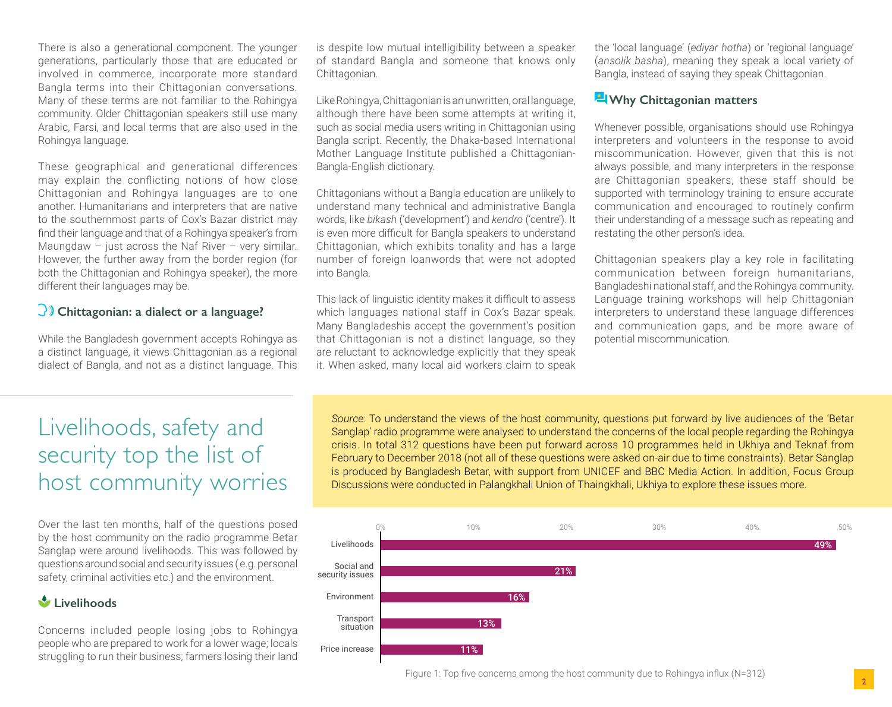There is also a generational component. The younger generations, particularly those that are educated or involved in commerce, incorporate more standard Bangla terms into their Chittagonian conversations. Many of these terms are not familiar to the Rohingya community. Older Chittagonian speakers still use many Arabic, Farsi, and local terms that are also used in the Rohingya language.

These geographical and generational differences may explain the conflicting notions of how close Chittagonian and Rohingya languages are to one another. Humanitarians and interpreters that are native to the southernmost parts of Cox's Bazar district may find their language and that of a Rohingya speaker's from Maungdaw – just across the Naf River – very similar. However, the further away from the border region (for both the Chittagonian and Rohingya speaker), the more different their languages may be.

### Chittagonian: a dialect or a language?

While the Bangladesh government accepts Rohingya as a distinct language, it views Chittagonian as a regional dialect of Bangla, and not as a distinct language. This is despite low mutual intelligibility between a speaker of standard Bangla and someone that knows only Chittagonian.

Like Rohingya, Chittagonian is an unwritten, oral language, although there have been some attempts at writing it, such as social media users writing in Chittagonian using Bangla script. Recently, the Dhaka-based International Mother Language Institute published a Chittagonian-Bangla-English dictionary.

Chittagonians without a Bangla education are unlikely to understand many technical and administrative Bangla words, like *bikash* ('development') and *kendro* ('centre'). It is even more difficult for Bangla speakers to understand Chittagonian, which exhibits tonality and has a large number of foreign loanwords that were not adopted into Bangla.

This lack of linguistic identity makes it difficult to assess which languages national staff in Cox's Bazar speak. Many Bangladeshis accept the government's position that Chittagonian is not a distinct language, so they are reluctant to acknowledge explicitly that they speak it. When asked, many local aid workers claim to speak the 'local language' (*ediyar hotha*) or 'regional language' (*ansolik basha*), meaning they speak a local variety of Bangla, instead of saying they speak Chittagonian.

### Why Chittagonian matters

Whenever possible, organisations should use Rohingya interpreters and volunteers in the response to avoid miscommunication. However, given that this is not always possible, and many interpreters in the response are Chittagonian speakers, these staff should be supported with terminology training to ensure accurate communication and encouraged to routinely confirm their understanding of a message such as repeating and restating the other person's idea.

Chittagonian speakers play a key role in facilitating communication between foreign humanitarians, Bangladeshi national staff, and the Rohingya community. Language training workshops will help Chittagonian interpreters to understand these language differences and communication gaps, and be more aware of potential miscommunication.

## Livelihoods, safety and security top the list of host community worries

*Source*: To understand the views of the host community, questions put forward by live audiences of the 'Betar Sanglap' radio programme were analysed to understand the concerns of the local people regarding the Rohingya crisis. In total 312 questions have been put forward across 10 programmes held in Ukhiya and Teknaf from February to December 2018 (not all of these questions were asked on-air due to time constraints). Betar Sanglap is produced by Bangladesh Betar, with support from UNICEF and BBC Media Action. In addition, Focus Group Discussions were conducted in Palangkhali Union of Thaingkhali, Ukhiya to explore these issues more.

Over the last ten months, half of the questions posed by the host community on the radio programme Betar Sanglap were around livelihoods. This was followed by questions around social and security issues (e.g. personal safety, criminal activities etc.) and the environment.

| Concern | Share |
| --- | --- |
| Livelihoods | 49% |
| Social and security issues | 21% |
| Environment | 16% |
| Transport situation | 13% |
| Price increase | 11% |

Figure 1: Top five concerns among the host community due to Rohingya influx (N=312)

### Livelihoods

Concerns included people losing jobs to Rohingya people who are prepared to work for a lower wage; locals struggling to run their business; farmers losing their land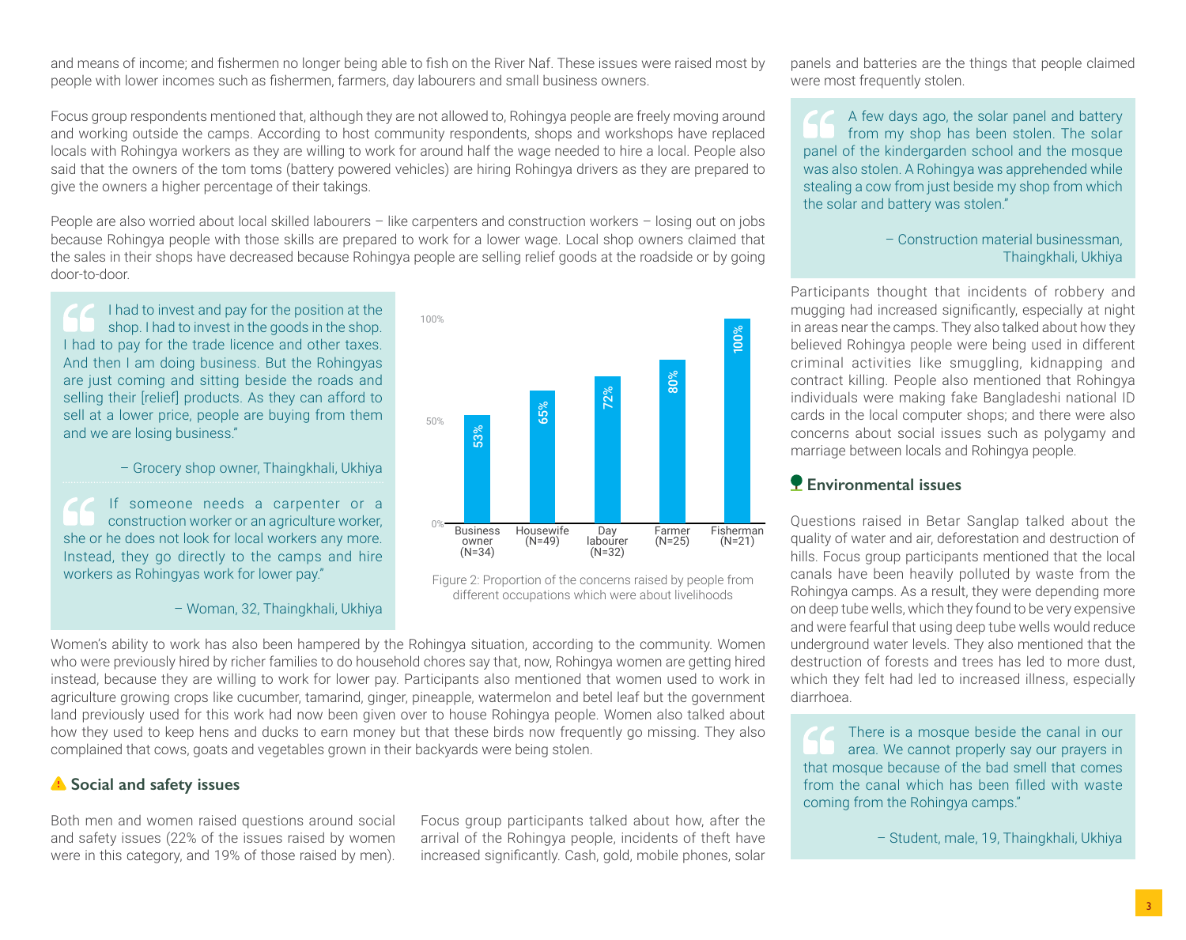and means of income; and fishermen no longer being able to fish on the River Naf. These issues were raised most by people with lower incomes such as fishermen, farmers, day labourers and small business owners.

Focus group respondents mentioned that, although they are not allowed to, Rohingya people are freely moving around and working outside the camps. According to host community respondents, shops and workshops have replaced locals with Rohingya workers as they are willing to work for around half the wage needed to hire a local. People also said that the owners of the tom toms (battery powered vehicles) are hiring Rohingya drivers as they are prepared to give the owners a higher percentage of their takings.

People are also worried about local skilled labourers – like carpenters and construction workers – losing out on jobs because Rohingya people with those skills are prepared to work for a lower wage. Local shop owners claimed that the sales in their shops have decreased because Rohingya people are selling relief goods at the roadside or by going door-to-door.

> I had to invest and pay for the position at the shop. I had to invest in the goods in the shop. I had to pay for the trade licence and other taxes. And then I am doing business. But the Rohingyas are just coming and sitting beside the roads and selling their [relief] products. As they can afford to sell at a lower price, people are buying from them and we are losing business."
>
> – Grocery shop owner, Thaingkhali, Ukhiya

> If someone needs a carpenter or a construction worker or an agriculture worker, she or he does not look for local workers any more. Instead, they go directly to the camps and hire workers as Rohingyas work for lower pay."
>
> – Woman, 32, Thaingkhali, Ukhiya

| Occupation | Proportion |
| --- | --- |
| Business owner (N=34) | 53% |
| Housewife (N=49) | 65% |
| Day labourer (N=32) | 72% |
| Farmer (N=25) | 80% |
| Fisherman (N=21) | 100% |

Figure 2: Proportion of the concerns raised by people from different occupations which were about livelihoods

Women's ability to work has also been hampered by the Rohingya situation, according to the community. Women who were previously hired by richer families to do household chores say that, now, Rohingya women are getting hired instead, because they are willing to work for lower pay. Participants also mentioned that women used to work in agriculture growing crops like cucumber, tamarind, ginger, pineapple, watermelon and betel leaf but the government land previously used for this work had now been given over to house Rohingya people. Women also talked about how they used to keep hens and ducks to earn money but that these birds now frequently go missing. They also complained that cows, goats and vegetables grown in their backyards were being stolen.

## Social and safety issues

Both men and women raised questions around social and safety issues (22% of the issues raised by women were in this category, and 19% of those raised by men).

Focus group participants talked about how, after the arrival of the Rohingya people, incidents of theft have increased significantly. Cash, gold, mobile phones, solar panels and batteries are the things that people claimed were most frequently stolen.

> A few days ago, the solar panel and battery from my shop has been stolen. The solar panel of the kindergarden school and the mosque was also stolen. A Rohingya was apprehended while stealing a cow from just beside my shop from which the solar and battery was stolen."
>
> – Construction material businessman, Thaingkhali, Ukhiya

Participants thought that incidents of robbery and mugging had increased significantly, especially at night in areas near the camps. They also talked about how they believed Rohingya people were being used in different criminal activities like smuggling, kidnapping and contract killing. People also mentioned that Rohingya individuals were making fake Bangladeshi national ID cards in the local computer shops; and there were also concerns about social issues such as polygamy and marriage between locals and Rohingya people.

## Environmental issues

Questions raised in Betar Sanglap talked about the quality of water and air, deforestation and destruction of hills. Focus group participants mentioned that the local canals have been heavily polluted by waste from the Rohingya camps. As a result, they were depending more on deep tube wells, which they found to be very expensive and were fearful that using deep tube wells would reduce underground water levels. They also mentioned that the destruction of forests and trees has led to more dust, which they felt had led to increased illness, especially diarrhoea.

> There is a mosque beside the canal in our area. We cannot properly say our prayers in that mosque because of the bad smell that comes from the canal which has been filled with waste coming from the Rohingya camps."
>
> – Student, male, 19, Thaingkhali, Ukhiya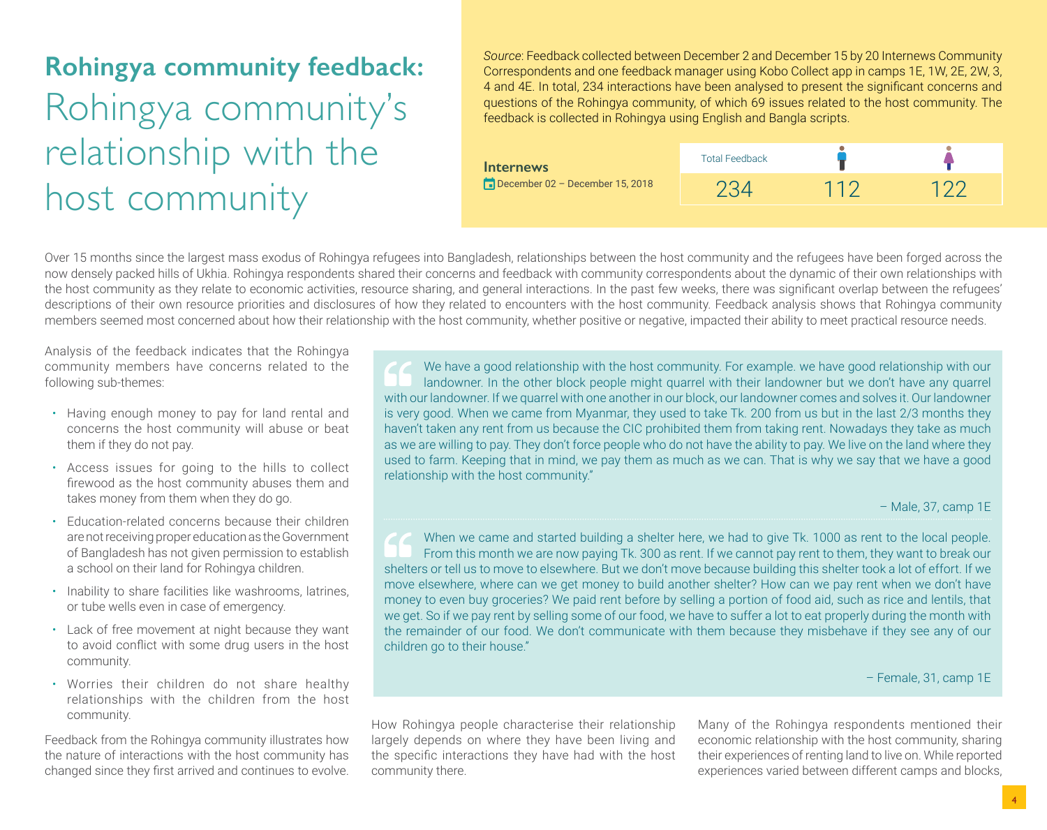# **Rohingya community feedback:** Rohingya community's relationship with the host community

*Source*: Feedback collected between December 2 and December 15 by 20 Internews Community Correspondents and one feedback manager using Kobo Collect app in camps 1E, 1W, 2E, 2W, 3, 4 and 4E. In total, 234 interactions have been analysed to present the significant concerns and questions of the Rohingya community, of which 69 issues related to the host community. The feedback is collected in Rohingya using English and Bangla scripts.

**Internews**
December 02 – December 15, 2018

| Total Feedback | Male | Female |
|---|---|---|
| 234 | 112 | 122 |

Over 15 months since the largest mass exodus of Rohingya refugees into Bangladesh, relationships between the host community and the refugees have been forged across the now densely packed hills of Ukhia. Rohingya respondents shared their concerns and feedback with community correspondents about the dynamic of their own relationships with the host community as they relate to economic activities, resource sharing, and general interactions. In the past few weeks, there was significant overlap between the refugees' descriptions of their own resource priorities and disclosures of how they related to encounters with the host community. Feedback analysis shows that Rohingya community members seemed most concerned about how their relationship with the host community, whether positive or negative, impacted their ability to meet practical resource needs.

Analysis of the feedback indicates that the Rohingya community members have concerns related to the following sub-themes:

- Having enough money to pay for land rental and concerns the host community will abuse or beat them if they do not pay.
- Access issues for going to the hills to collect firewood as the host community abuses them and takes money from them when they do go.
- Education-related concerns because their children are not receiving proper education as the Government of Bangladesh has not given permission to establish a school on their land for Rohingya children.
- Inability to share facilities like washrooms, latrines, or tube wells even in case of emergency.
- Lack of free movement at night because they want to avoid conflict with some drug users in the host community.
- Worries their children do not share healthy relationships with the children from the host community.

Feedback from the Rohingya community illustrates how the nature of interactions with the host community has changed since they first arrived and continues to evolve.

> "We have a good relationship with the host community. For example. we have good relationship with our landowner. In the other block people might quarrel with their landowner but we don't have any quarrel with our landowner. If we quarrel with one another in our block, our landowner comes and solves it. Our landowner is very good. When we came from Myanmar, they used to take Tk. 200 from us but in the last 2/3 months they haven't taken any rent from us because the CIC prohibited them from taking rent. Nowadays they take as much as we are willing to pay. They don't force people who do not have the ability to pay. We live on the land where they used to farm. Keeping that in mind, we pay them as much as we can. That is why we say that we have a good relationship with the host community."
>
> – Male, 37, camp 1E

> "When we came and started building a shelter here, we had to give Tk. 1000 as rent to the local people. From this month we are now paying Tk. 300 as rent. If we cannot pay rent to them, they want to break our shelters or tell us to move to elsewhere. But we don't move because building this shelter took a lot of effort. If we move elsewhere, where can we get money to build another shelter? How can we pay rent when we don't have money to even buy groceries? We paid rent before by selling a portion of food aid, such as rice and lentils, that we get. So if we pay rent by selling some of our food, we have to suffer a lot to eat properly during the month with the remainder of our food. We don't communicate with them because they misbehave if they see any of our children go to their house."
>
> – Female, 31, camp 1E

How Rohingya people characterise their relationship largely depends on where they have been living and the specific interactions they have had with the host community there.

Many of the Rohingya respondents mentioned their economic relationship with the host community, sharing their experiences of renting land to live on. While reported experiences varied between different camps and blocks,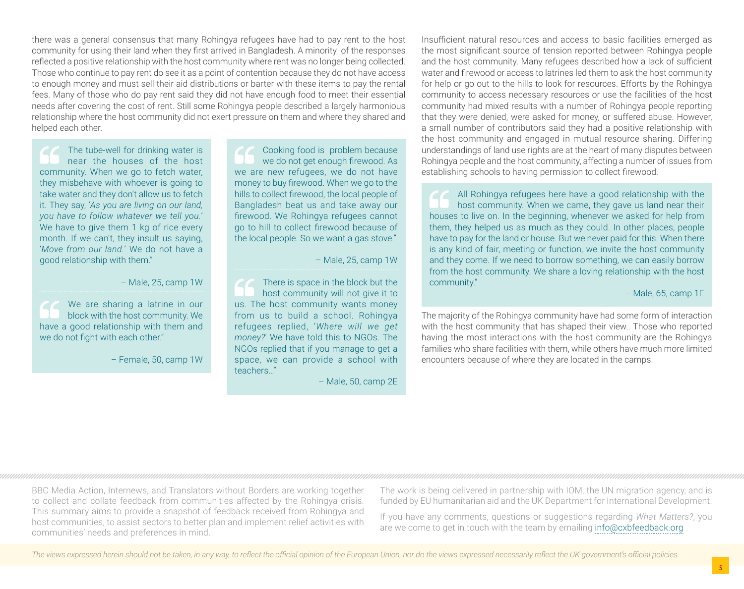there was a general consensus that many Rohingya refugees have had to pay rent to the host community for using their land when they first arrived in Bangladesh. A minority of the responses reflected a positive relationship with the host community where rent was no longer being collected. Those who continue to pay rent do see it as a point of contention because they do not have access to enough money and must sell their aid distributions or barter with these items to pay the rental fees. Many of those who do pay rent said they did not have enough food to meet their essential needs after covering the cost of rent. Still some Rohingya people described a largely harmonious relationship where the host community did not exert pressure on them and where they shared and helped each other.

> "The tube-well for drinking water is near the houses of the host community. When we go to fetch water, they misbehave with whoever is going to take water and they don't allow us to fetch it. They say, '*As you are living on our land, you have to follow whatever we tell you.*' We have to give them 1 kg of rice every month. If we can't, they insult us saying, '*Move from our land.*' We do not have a good relationship with them."
>
> – Male, 25, camp 1W

> "We are sharing a latrine in our block with the host community. We have a good relationship with them and we do not fight with each other."
>
> – Female, 50, camp 1W

> "Cooking food is problem because we do not get enough firewood. As we are new refugees, we do not have money to buy firewood. When we go to the hills to collect firewood, the local people of Bangladesh beat us and take away our firewood. We Rohingya refugees cannot go to hill to collect firewood because of the local people. So we want a gas stove."
>
> – Male, 25, camp 1W

> "There is space in the block but the host community will not give it to us. The host community wants money from us to build a school. Rohingya refugees replied, '*Where will we get money?*' We have told this to NGOs. The NGOs replied that if you manage to get a space, we can provide a school with teachers..."
>
> – Male, 50, camp 2E

Insufficient natural resources and access to basic facilities emerged as the most significant source of tension reported between Rohingya people and the host community. Many refugees described how a lack of sufficient water and firewood or access to latrines led them to ask the host community for help or go out to the hills to look for resources. Efforts by the Rohingya community to access necessary resources or use the facilities of the host community had mixed results with a number of Rohingya people reporting that they were denied, were asked for money, or suffered abuse. However, a small number of contributors said they had a positive relationship with the host community and engaged in mutual resource sharing. Differing understandings of land use rights are at the heart of many disputes between Rohingya people and the host community, affecting a number of issues from establishing schools to having permission to collect firewood.

> "All Rohingya refugees here have a good relationship with the host community. When we came, they gave us land near their houses to live on. In the beginning, whenever we asked for help from them, they helped us as much as they could. In other places, people have to pay for the land or house. But we never paid for this. When there is any kind of fair, meeting or function, we invite the host community and they come. If we need to borrow something, we can easily borrow from the host community. We share a loving relationship with the host community."
>
> – Male, 65, camp 1E

The majority of the Rohingya community have had some form of interaction with the host community that has shaped their view.. Those who reported having the most interactions with the host community are the Rohingya families who share facilities with them, while others have much more limited encounters because of where they are located in the camps.

BBC Media Action, Internews, and Translators without Borders are working together to collect and collate feedback from communities affected by the Rohingya crisis. This summary aims to provide a snapshot of feedback received from Rohingya and host communities, to assist sectors to better plan and implement relief activities with communities' needs and preferences in mind.

The work is being delivered in partnership with IOM, the UN migration agency, and is funded by EU humanitarian aid and the UK Department for International Development.

If you have any comments, questions or suggestions regarding *What Matters?*, you are welcome to get in touch with the team by emailing info@cxbfeedback.org

*The views expressed herein should not be taken, in any way, to reflect the official opinion of the European Union, nor do the views expressed necessarily reflect the UK government's official policies.*